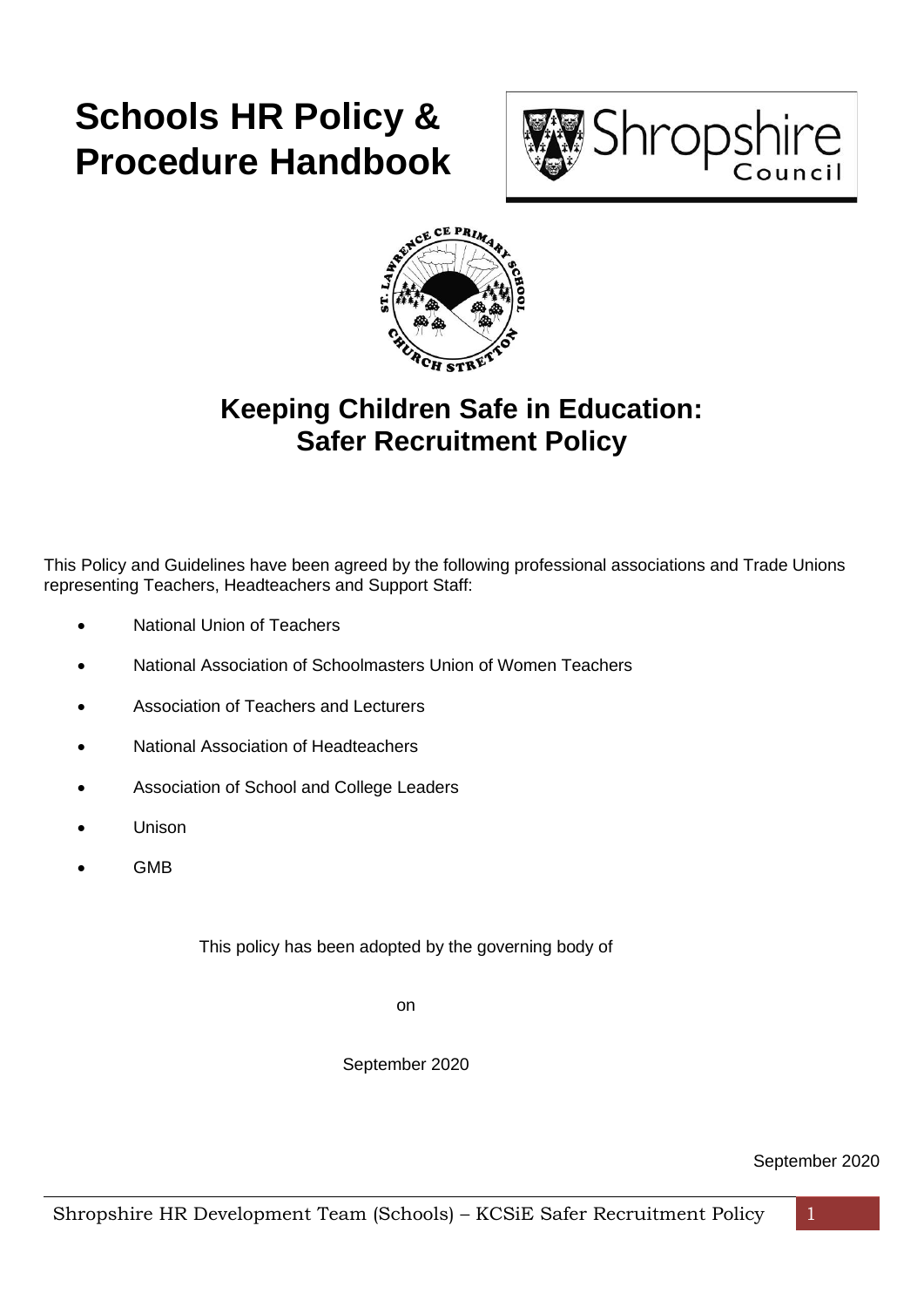# Schools HR Policy & Procedure Handbook

## Keeping Children Safe in Education: Safer Recruitment Policy

This Policy and Guidelines have been agreed by the following professional associations and Trade Unions representing Teachers, Headteachers and Support Staff:

- National Union of Teachers
- National Association of Schoolmasters Union of Women Teachers
- Association of Teachers and Lecturers
- National Association of Headteachers
- Association of School and College Leaders
- Unison
- GMB

This policy has been adopted by the governing body of

on

September 2020

September 2020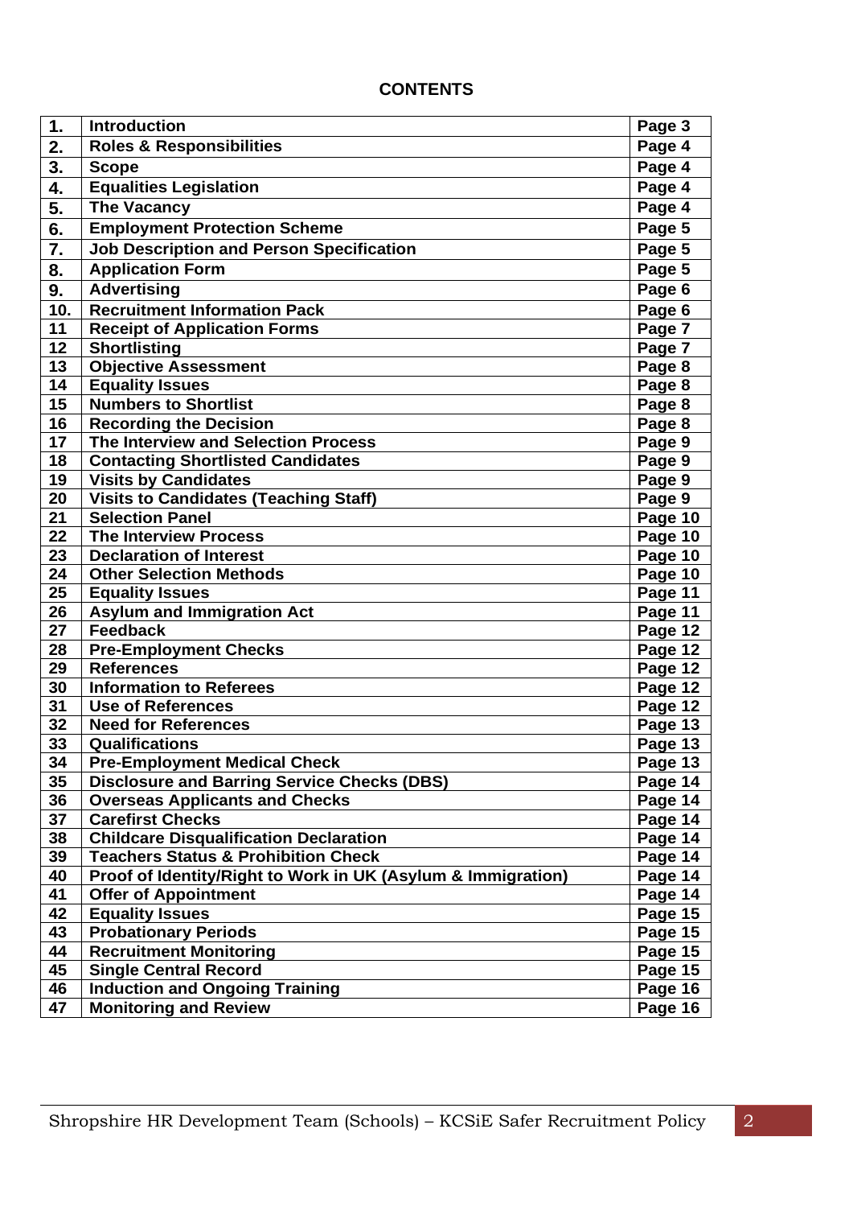**CONTENTS**

| | | |
|---|---|---|
| **1.** | **Introduction** | **Page 3** |
| **2.** | **Roles & Responsibilities** | **Page 4** |
| **3.** | **Scope** | **Page 4** |
| **4.** | **Equalities Legislation** | **Page 4** |
| **5.** | **The Vacancy** | **Page 4** |
| **6.** | **Employment Protection Scheme** | **Page 5** |
| **7.** | **Job Description and Person Specification** | **Page 5** |
| **8.** | **Application Form** | **Page 5** |
| **9.** | **Advertising** | **Page 6** |
| **10.** | **Recruitment Information Pack** | **Page 6** |
| **11** | **Receipt of Application Forms** | **Page 7** |
| **12** | **Shortlisting** | **Page 7** |
| **13** | **Objective Assessment** | **Page 8** |
| **14** | **Equality Issues** | **Page 8** |
| **15** | **Numbers to Shortlist** | **Page 8** |
| **16** | **Recording the Decision** | **Page 8** |
| **17** | **The Interview and Selection Process** | **Page 9** |
| **18** | **Contacting Shortlisted Candidates** | **Page 9** |
| **19** | **Visits by Candidates** | **Page 9** |
| **20** | **Visits to Candidates (Teaching Staff)** | **Page 9** |
| **21** | **Selection Panel** | **Page 10** |
| **22** | **The Interview Process** | **Page 10** |
| **23** | **Declaration of Interest** | **Page 10** |
| **24** | **Other Selection Methods** | **Page 10** |
| **25** | **Equality Issues** | **Page 11** |
| **26** | **Asylum and Immigration Act** | **Page 11** |
| **27** | **Feedback** | **Page 12** |
| **28** | **Pre-Employment Checks** | **Page 12** |
| **29** | **References** | **Page 12** |
| **30** | **Information to Referees** | **Page 12** |
| **31** | **Use of References** | **Page 12** |
| **32** | **Need for References** | **Page 13** |
| **33** | **Qualifications** | **Page 13** |
| **34** | **Pre-Employment Medical Check** | **Page 13** |
| **35** | **Disclosure and Barring Service Checks (DBS)** | **Page 14** |
| **36** | **Overseas Applicants and Checks** | **Page 14** |
| **37** | **Carefirst Checks** | **Page 14** |
| **38** | **Childcare Disqualification Declaration** | **Page 14** |
| **39** | **Teachers Status & Prohibition Check** | **Page 14** |
| **40** | **Proof of Identity/Right to Work in UK (Asylum & Immigration)** | **Page 14** |
| **41** | **Offer of Appointment** | **Page 14** |
| **42** | **Equality Issues** | **Page 15** |
| **43** | **Probationary Periods** | **Page 15** |
| **44** | **Recruitment Monitoring** | **Page 15** |
| **45** | **Single Central Record** | **Page 15** |
| **46** | **Induction and Ongoing Training** | **Page 16** |
| **47** | **Monitoring and Review** | **Page 16** |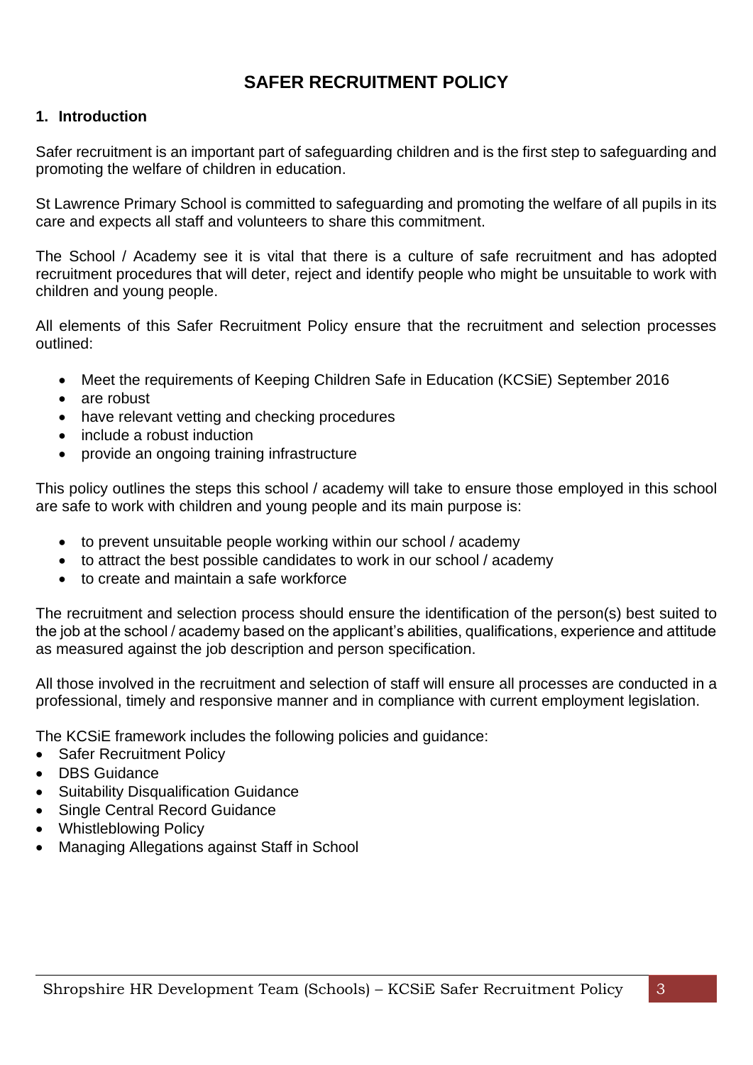# SAFER RECRUITMENT POLICY

## 1. Introduction

Safer recruitment is an important part of safeguarding children and is the first step to safeguarding and promoting the welfare of children in education.

St Lawrence Primary School is committed to safeguarding and promoting the welfare of all pupils in its care and expects all staff and volunteers to share this commitment.

The School / Academy see it is vital that there is a culture of safe recruitment and has adopted recruitment procedures that will deter, reject and identify people who might be unsuitable to work with children and young people.

All elements of this Safer Recruitment Policy ensure that the recruitment and selection processes outlined:

- Meet the requirements of Keeping Children Safe in Education (KCSiE) September 2016
- are robust
- have relevant vetting and checking procedures
- include a robust induction
- provide an ongoing training infrastructure

This policy outlines the steps this school / academy will take to ensure those employed in this school are safe to work with children and young people and its main purpose is:

- to prevent unsuitable people working within our school / academy
- to attract the best possible candidates to work in our school / academy
- to create and maintain a safe workforce

The recruitment and selection process should ensure the identification of the person(s) best suited to the job at the school / academy based on the applicant's abilities, qualifications, experience and attitude as measured against the job description and person specification.

All those involved in the recruitment and selection of staff will ensure all processes are conducted in a professional, timely and responsive manner and in compliance with current employment legislation.

The KCSiE framework includes the following policies and guidance:

- Safer Recruitment Policy
- DBS Guidance
- Suitability Disqualification Guidance
- Single Central Record Guidance
- Whistleblowing Policy
- Managing Allegations against Staff in School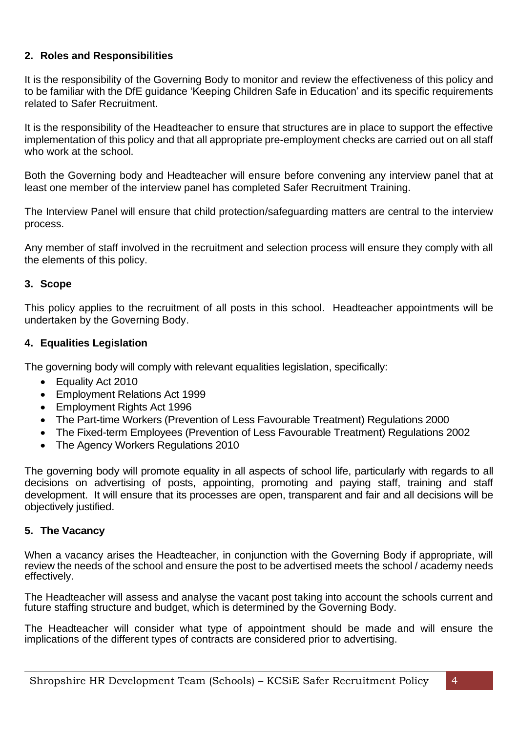## 2. Roles and Responsibilities

It is the responsibility of the Governing Body to monitor and review the effectiveness of this policy and to be familiar with the DfE guidance 'Keeping Children Safe in Education' and its specific requirements related to Safer Recruitment.

It is the responsibility of the Headteacher to ensure that structures are in place to support the effective implementation of this policy and that all appropriate pre-employment checks are carried out on all staff who work at the school.

Both the Governing body and Headteacher will ensure before convening any interview panel that at least one member of the interview panel has completed Safer Recruitment Training.

The Interview Panel will ensure that child protection/safeguarding matters are central to the interview process.

Any member of staff involved in the recruitment and selection process will ensure they comply with all the elements of this policy.

## 3. Scope

This policy applies to the recruitment of all posts in this school. Headteacher appointments will be undertaken by the Governing Body.

## 4. Equalities Legislation

The governing body will comply with relevant equalities legislation, specifically:

- Equality Act 2010
- Employment Relations Act 1999
- Employment Rights Act 1996
- The Part-time Workers (Prevention of Less Favourable Treatment) Regulations 2000
- The Fixed-term Employees (Prevention of Less Favourable Treatment) Regulations 2002
- The Agency Workers Regulations 2010

The governing body will promote equality in all aspects of school life, particularly with regards to all decisions on advertising of posts, appointing, promoting and paying staff, training and staff development. It will ensure that its processes are open, transparent and fair and all decisions will be objectively justified.

## 5. The Vacancy

When a vacancy arises the Headteacher, in conjunction with the Governing Body if appropriate, will review the needs of the school and ensure the post to be advertised meets the school / academy needs effectively.

The Headteacher will assess and analyse the vacant post taking into account the schools current and future staffing structure and budget, which is determined by the Governing Body.

The Headteacher will consider what type of appointment should be made and will ensure the implications of the different types of contracts are considered prior to advertising.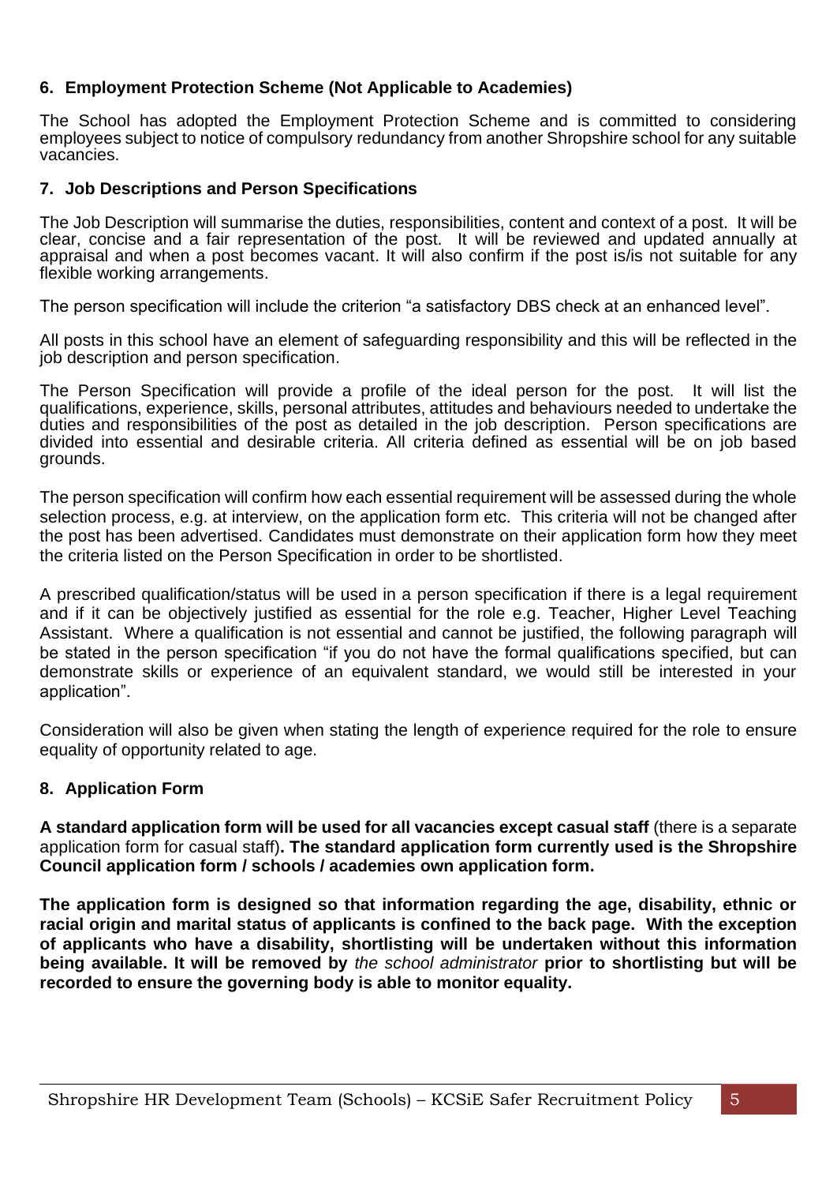## 6. Employment Protection Scheme (Not Applicable to Academies)

The School has adopted the Employment Protection Scheme and is committed to considering employees subject to notice of compulsory redundancy from another Shropshire school for any suitable vacancies.

## 7. Job Descriptions and Person Specifications

The Job Description will summarise the duties, responsibilities, content and context of a post. It will be clear, concise and a fair representation of the post. It will be reviewed and updated annually at appraisal and when a post becomes vacant. It will also confirm if the post is/is not suitable for any flexible working arrangements.

The person specification will include the criterion "a satisfactory DBS check at an enhanced level".

All posts in this school have an element of safeguarding responsibility and this will be reflected in the job description and person specification.

The Person Specification will provide a profile of the ideal person for the post. It will list the qualifications, experience, skills, personal attributes, attitudes and behaviours needed to undertake the duties and responsibilities of the post as detailed in the job description. Person specifications are divided into essential and desirable criteria. All criteria defined as essential will be on job based grounds.

The person specification will confirm how each essential requirement will be assessed during the whole selection process, e.g. at interview, on the application form etc. This criteria will not be changed after the post has been advertised. Candidates must demonstrate on their application form how they meet the criteria listed on the Person Specification in order to be shortlisted.

A prescribed qualification/status will be used in a person specification if there is a legal requirement and if it can be objectively justified as essential for the role e.g. Teacher, Higher Level Teaching Assistant. Where a qualification is not essential and cannot be justified, the following paragraph will be stated in the person specification "if you do not have the formal qualifications specified, but can demonstrate skills or experience of an equivalent standard, we would still be interested in your application".

Consideration will also be given when stating the length of experience required for the role to ensure equality of opportunity related to age.

## 8. Application Form

**A standard application form will be used for all vacancies except casual staff** (there is a separate application form for casual staff)**. The standard application form currently used is the Shropshire Council application form / schools / academies own application form.**

**The application form is designed so that information regarding the age, disability, ethnic or racial origin and marital status of applicants is confined to the back page. With the exception of applicants who have a disability, shortlisting will be undertaken without this information being available. It will be removed by** *the school administrator* **prior to shortlisting but will be recorded to ensure the governing body is able to monitor equality.**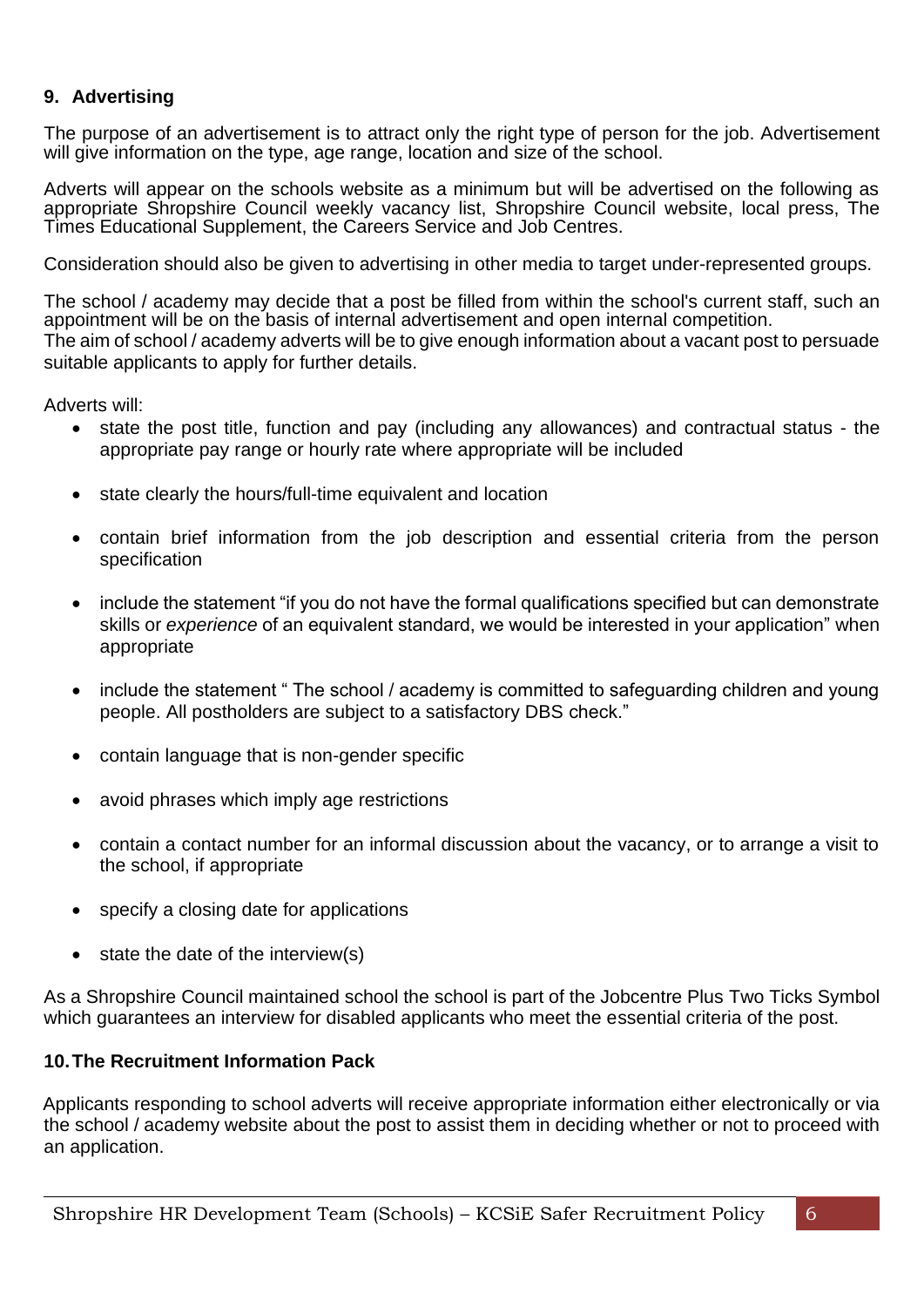## 9. Advertising

The purpose of an advertisement is to attract only the right type of person for the job. Advertisement will give information on the type, age range, location and size of the school.

Adverts will appear on the schools website as a minimum but will be advertised on the following as appropriate Shropshire Council weekly vacancy list, Shropshire Council website, local press, The Times Educational Supplement, the Careers Service and Job Centres.

Consideration should also be given to advertising in other media to target under-represented groups.

The school / academy may decide that a post be filled from within the school's current staff, such an appointment will be on the basis of internal advertisement and open internal competition.
The aim of school / academy adverts will be to give enough information about a vacant post to persuade suitable applicants to apply for further details.

Adverts will:

- state the post title, function and pay (including any allowances) and contractual status - the appropriate pay range or hourly rate where appropriate will be included
- state clearly the hours/full-time equivalent and location
- contain brief information from the job description and essential criteria from the person specification
- include the statement "if you do not have the formal qualifications specified but can demonstrate skills or *experience* of an equivalent standard, we would be interested in your application" when appropriate
- include the statement " The school / academy is committed to safeguarding children and young people. All postholders are subject to a satisfactory DBS check."
- contain language that is non-gender specific
- avoid phrases which imply age restrictions
- contain a contact number for an informal discussion about the vacancy, or to arrange a visit to the school, if appropriate
- specify a closing date for applications
- state the date of the interview(s)

As a Shropshire Council maintained school the school is part of the Jobcentre Plus Two Ticks Symbol which guarantees an interview for disabled applicants who meet the essential criteria of the post.

## 10. The Recruitment Information Pack

Applicants responding to school adverts will receive appropriate information either electronically or via the school / academy website about the post to assist them in deciding whether or not to proceed with an application.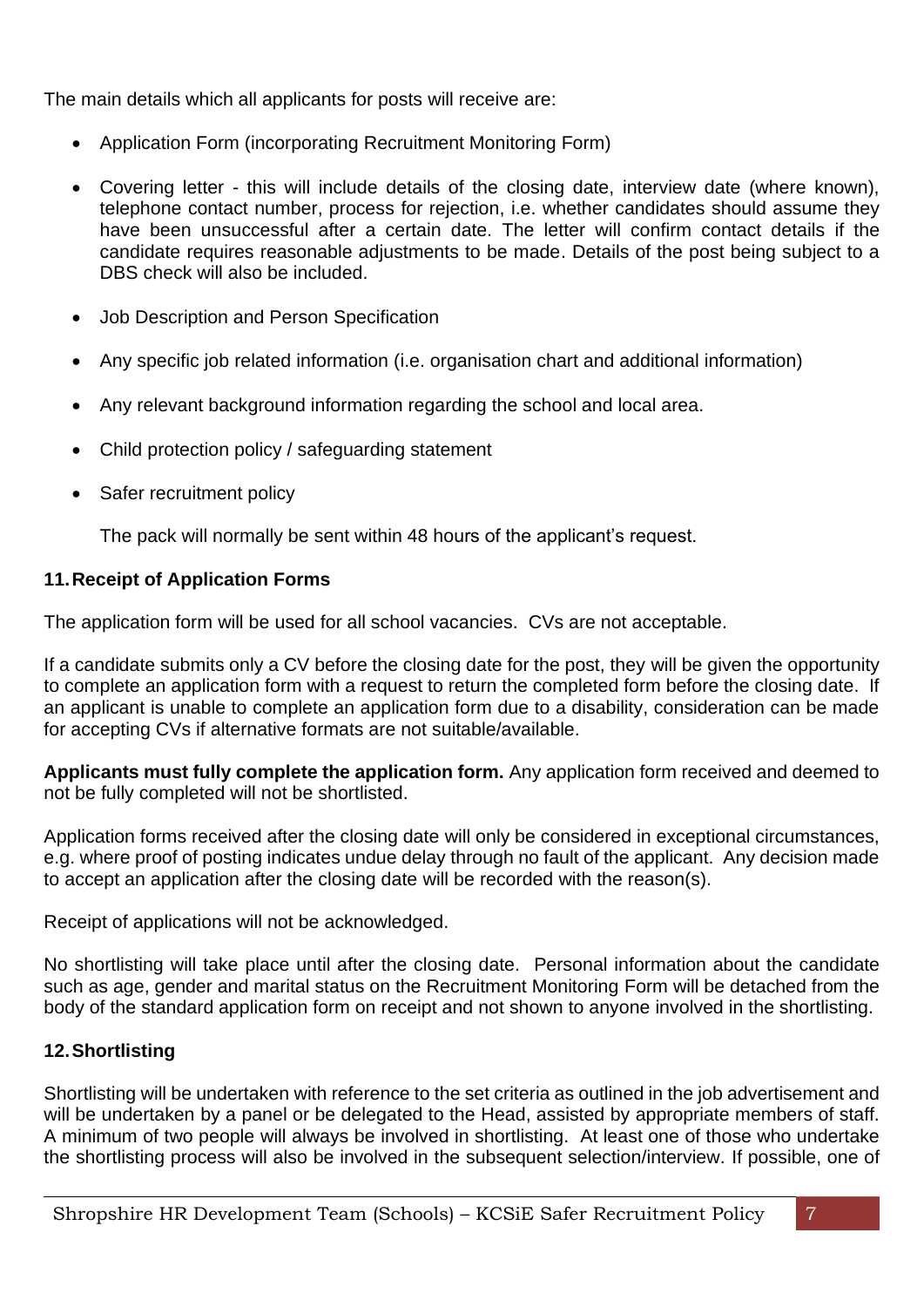The main details which all applicants for posts will receive are:

- Application Form (incorporating Recruitment Monitoring Form)
- Covering letter - this will include details of the closing date, interview date (where known), telephone contact number, process for rejection, i.e. whether candidates should assume they have been unsuccessful after a certain date. The letter will confirm contact details if the candidate requires reasonable adjustments to be made. Details of the post being subject to a DBS check will also be included.
- Job Description and Person Specification
- Any specific job related information (i.e. organisation chart and additional information)
- Any relevant background information regarding the school and local area.
- Child protection policy / safeguarding statement
- Safer recruitment policy

  The pack will normally be sent within 48 hours of the applicant's request.

## 11. Receipt of Application Forms

The application form will be used for all school vacancies. CVs are not acceptable.

If a candidate submits only a CV before the closing date for the post, they will be given the opportunity to complete an application form with a request to return the completed form before the closing date. If an applicant is unable to complete an application form due to a disability, consideration can be made for accepting CVs if alternative formats are not suitable/available.

**Applicants must fully complete the application form.** Any application form received and deemed to not be fully completed will not be shortlisted.

Application forms received after the closing date will only be considered in exceptional circumstances, e.g. where proof of posting indicates undue delay through no fault of the applicant. Any decision made to accept an application after the closing date will be recorded with the reason(s).

Receipt of applications will not be acknowledged.

No shortlisting will take place until after the closing date. Personal information about the candidate such as age, gender and marital status on the Recruitment Monitoring Form will be detached from the body of the standard application form on receipt and not shown to anyone involved in the shortlisting.

## 12. Shortlisting

Shortlisting will be undertaken with reference to the set criteria as outlined in the job advertisement and will be undertaken by a panel or be delegated to the Head, assisted by appropriate members of staff. A minimum of two people will always be involved in shortlisting. At least one of those who undertake the shortlisting process will also be involved in the subsequent selection/interview. If possible, one of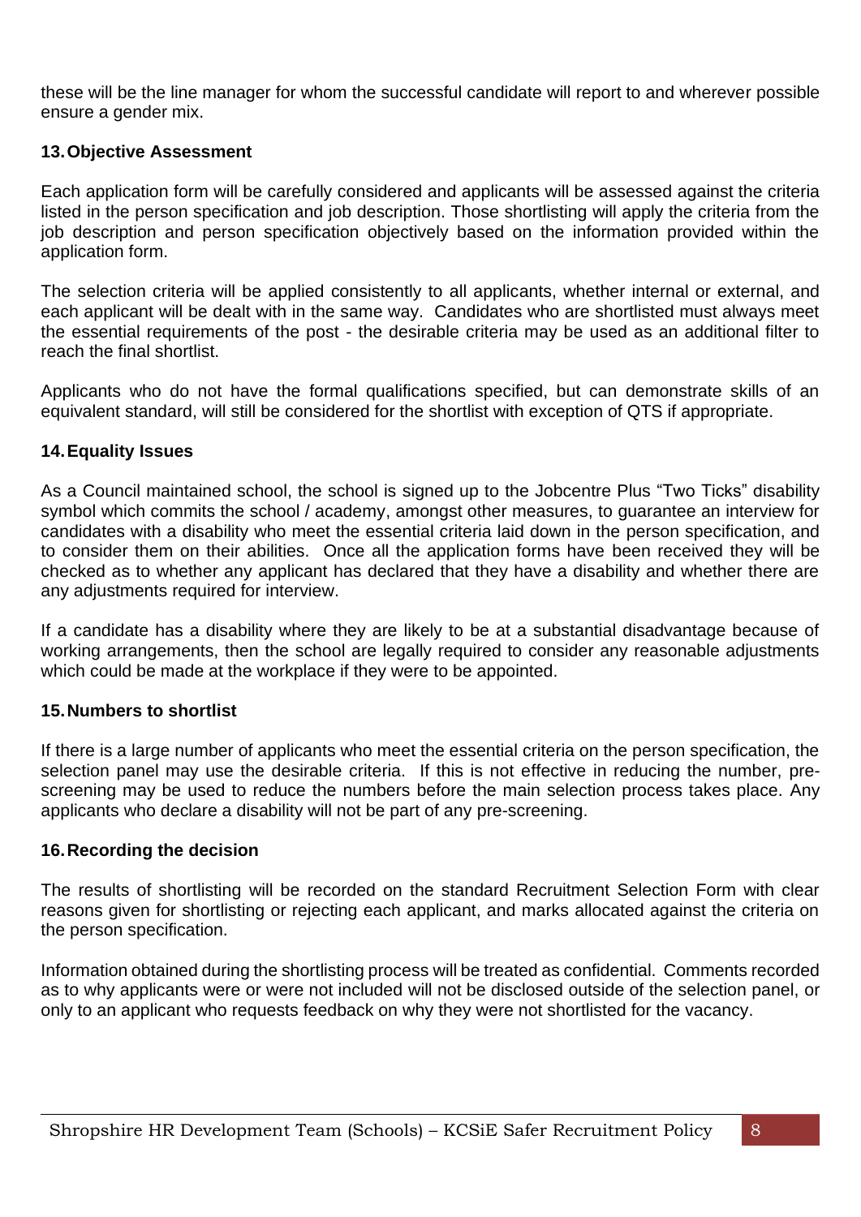these will be the line manager for whom the successful candidate will report to and wherever possible ensure a gender mix.

### 13. Objective Assessment

Each application form will be carefully considered and applicants will be assessed against the criteria listed in the person specification and job description. Those shortlisting will apply the criteria from the job description and person specification objectively based on the information provided within the application form.

The selection criteria will be applied consistently to all applicants, whether internal or external, and each applicant will be dealt with in the same way. Candidates who are shortlisted must always meet the essential requirements of the post - the desirable criteria may be used as an additional filter to reach the final shortlist.

Applicants who do not have the formal qualifications specified, but can demonstrate skills of an equivalent standard, will still be considered for the shortlist with exception of QTS if appropriate.

### 14. Equality Issues

As a Council maintained school, the school is signed up to the Jobcentre Plus "Two Ticks" disability symbol which commits the school / academy, amongst other measures, to guarantee an interview for candidates with a disability who meet the essential criteria laid down in the person specification, and to consider them on their abilities. Once all the application forms have been received they will be checked as to whether any applicant has declared that they have a disability and whether there are any adjustments required for interview.

If a candidate has a disability where they are likely to be at a substantial disadvantage because of working arrangements, then the school are legally required to consider any reasonable adjustments which could be made at the workplace if they were to be appointed.

### 15. Numbers to shortlist

If there is a large number of applicants who meet the essential criteria on the person specification, the selection panel may use the desirable criteria. If this is not effective in reducing the number, pre-screening may be used to reduce the numbers before the main selection process takes place. Any applicants who declare a disability will not be part of any pre-screening.

### 16. Recording the decision

The results of shortlisting will be recorded on the standard Recruitment Selection Form with clear reasons given for shortlisting or rejecting each applicant, and marks allocated against the criteria on the person specification.

Information obtained during the shortlisting process will be treated as confidential. Comments recorded as to why applicants were or were not included will not be disclosed outside of the selection panel, or only to an applicant who requests feedback on why they were not shortlisted for the vacancy.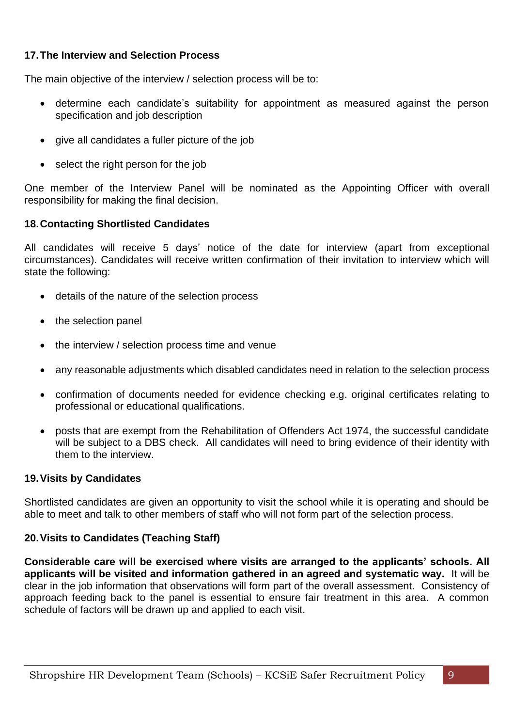## 17. The Interview and Selection Process

The main objective of the interview / selection process will be to:

- determine each candidate's suitability for appointment as measured against the person specification and job description
- give all candidates a fuller picture of the job
- select the right person for the job

One member of the Interview Panel will be nominated as the Appointing Officer with overall responsibility for making the final decision.

## 18. Contacting Shortlisted Candidates

All candidates will receive 5 days' notice of the date for interview (apart from exceptional circumstances). Candidates will receive written confirmation of their invitation to interview which will state the following:

- details of the nature of the selection process
- the selection panel
- the interview / selection process time and venue
- any reasonable adjustments which disabled candidates need in relation to the selection process
- confirmation of documents needed for evidence checking e.g. original certificates relating to professional or educational qualifications.
- posts that are exempt from the Rehabilitation of Offenders Act 1974, the successful candidate will be subject to a DBS check. All candidates will need to bring evidence of their identity with them to the interview.

## 19. Visits by Candidates

Shortlisted candidates are given an opportunity to visit the school while it is operating and should be able to meet and talk to other members of staff who will not form part of the selection process.

## 20. Visits to Candidates (Teaching Staff)

**Considerable care will be exercised where visits are arranged to the applicants' schools. All applicants will be visited and information gathered in an agreed and systematic way.** It will be clear in the job information that observations will form part of the overall assessment. Consistency of approach feeding back to the panel is essential to ensure fair treatment in this area. A common schedule of factors will be drawn up and applied to each visit.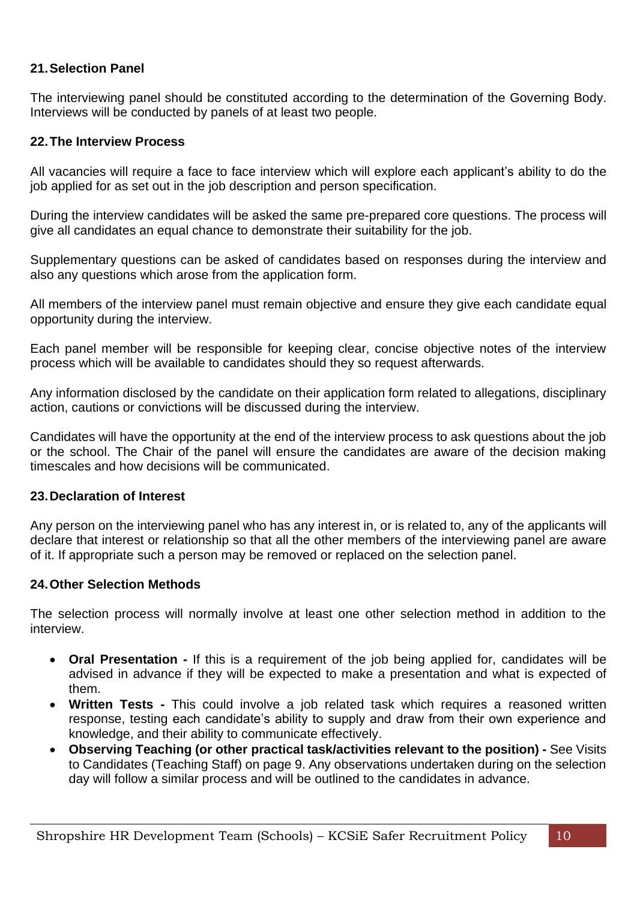## 21. Selection Panel

The interviewing panel should be constituted according to the determination of the Governing Body. Interviews will be conducted by panels of at least two people.

## 22. The Interview Process

All vacancies will require a face to face interview which will explore each applicant's ability to do the job applied for as set out in the job description and person specification.

During the interview candidates will be asked the same pre-prepared core questions. The process will give all candidates an equal chance to demonstrate their suitability for the job.

Supplementary questions can be asked of candidates based on responses during the interview and also any questions which arose from the application form.

All members of the interview panel must remain objective and ensure they give each candidate equal opportunity during the interview.

Each panel member will be responsible for keeping clear, concise objective notes of the interview process which will be available to candidates should they so request afterwards.

Any information disclosed by the candidate on their application form related to allegations, disciplinary action, cautions or convictions will be discussed during the interview.

Candidates will have the opportunity at the end of the interview process to ask questions about the job or the school. The Chair of the panel will ensure the candidates are aware of the decision making timescales and how decisions will be communicated.

## 23. Declaration of Interest

Any person on the interviewing panel who has any interest in, or is related to, any of the applicants will declare that interest or relationship so that all the other members of the interviewing panel are aware of it. If appropriate such a person may be removed or replaced on the selection panel.

## 24. Other Selection Methods

The selection process will normally involve at least one other selection method in addition to the interview.

- **Oral Presentation -** If this is a requirement of the job being applied for, candidates will be advised in advance if they will be expected to make a presentation and what is expected of them.
- **Written Tests -** This could involve a job related task which requires a reasoned written response, testing each candidate's ability to supply and draw from their own experience and knowledge, and their ability to communicate effectively.
- **Observing Teaching (or other practical task/activities relevant to the position) -** See Visits to Candidates (Teaching Staff) on page 9. Any observations undertaken during on the selection day will follow a similar process and will be outlined to the candidates in advance.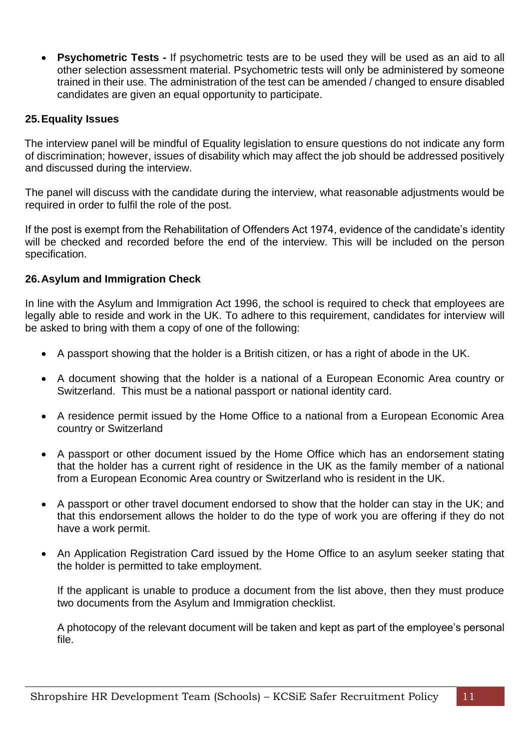- **Psychometric Tests -** If psychometric tests are to be used they will be used as an aid to all other selection assessment material. Psychometric tests will only be administered by someone trained in their use. The administration of the test can be amended / changed to ensure disabled candidates are given an equal opportunity to participate.

## 25. Equality Issues

The interview panel will be mindful of Equality legislation to ensure questions do not indicate any form of discrimination; however, issues of disability which may affect the job should be addressed positively and discussed during the interview.

The panel will discuss with the candidate during the interview, what reasonable adjustments would be required in order to fulfil the role of the post.

If the post is exempt from the Rehabilitation of Offenders Act 1974, evidence of the candidate's identity will be checked and recorded before the end of the interview. This will be included on the person specification.

## 26. Asylum and Immigration Check

In line with the Asylum and Immigration Act 1996, the school is required to check that employees are legally able to reside and work in the UK. To adhere to this requirement, candidates for interview will be asked to bring with them a copy of one of the following:

- A passport showing that the holder is a British citizen, or has a right of abode in the UK.
- A document showing that the holder is a national of a European Economic Area country or Switzerland. This must be a national passport or national identity card.
- A residence permit issued by the Home Office to a national from a European Economic Area country or Switzerland
- A passport or other document issued by the Home Office which has an endorsement stating that the holder has a current right of residence in the UK as the family member of a national from a European Economic Area country or Switzerland who is resident in the UK.
- A passport or other travel document endorsed to show that the holder can stay in the UK; and that this endorsement allows the holder to do the type of work you are offering if they do not have a work permit.
- An Application Registration Card issued by the Home Office to an asylum seeker stating that the holder is permitted to take employment.

  If the applicant is unable to produce a document from the list above, then they must produce two documents from the Asylum and Immigration checklist.

  A photocopy of the relevant document will be taken and kept as part of the employee's personal file.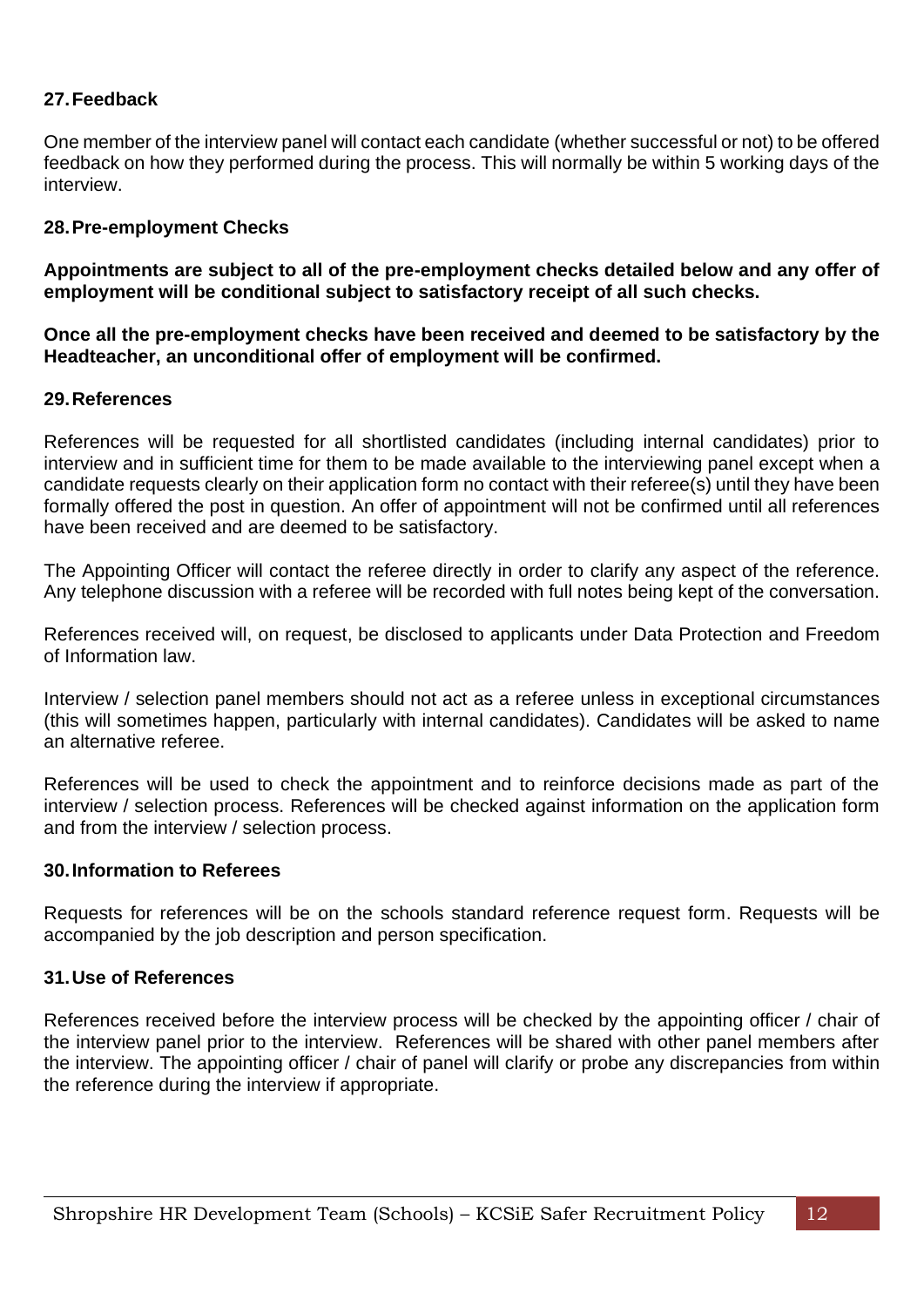## 27. Feedback

One member of the interview panel will contact each candidate (whether successful or not) to be offered feedback on how they performed during the process. This will normally be within 5 working days of the interview.

## 28. Pre-employment Checks

**Appointments are subject to all of the pre-employment checks detailed below and any offer of employment will be conditional subject to satisfactory receipt of all such checks.**

**Once all the pre-employment checks have been received and deemed to be satisfactory by the Headteacher, an unconditional offer of employment will be confirmed.**

## 29. References

References will be requested for all shortlisted candidates (including internal candidates) prior to interview and in sufficient time for them to be made available to the interviewing panel except when a candidate requests clearly on their application form no contact with their referee(s) until they have been formally offered the post in question. An offer of appointment will not be confirmed until all references have been received and are deemed to be satisfactory.

The Appointing Officer will contact the referee directly in order to clarify any aspect of the reference. Any telephone discussion with a referee will be recorded with full notes being kept of the conversation.

References received will, on request, be disclosed to applicants under Data Protection and Freedom of Information law.

Interview / selection panel members should not act as a referee unless in exceptional circumstances (this will sometimes happen, particularly with internal candidates). Candidates will be asked to name an alternative referee.

References will be used to check the appointment and to reinforce decisions made as part of the interview / selection process. References will be checked against information on the application form and from the interview / selection process.

## 30. Information to Referees

Requests for references will be on the schools standard reference request form. Requests will be accompanied by the job description and person specification.

## 31. Use of References

References received before the interview process will be checked by the appointing officer / chair of the interview panel prior to the interview. References will be shared with other panel members after the interview. The appointing officer / chair of panel will clarify or probe any discrepancies from within the reference during the interview if appropriate.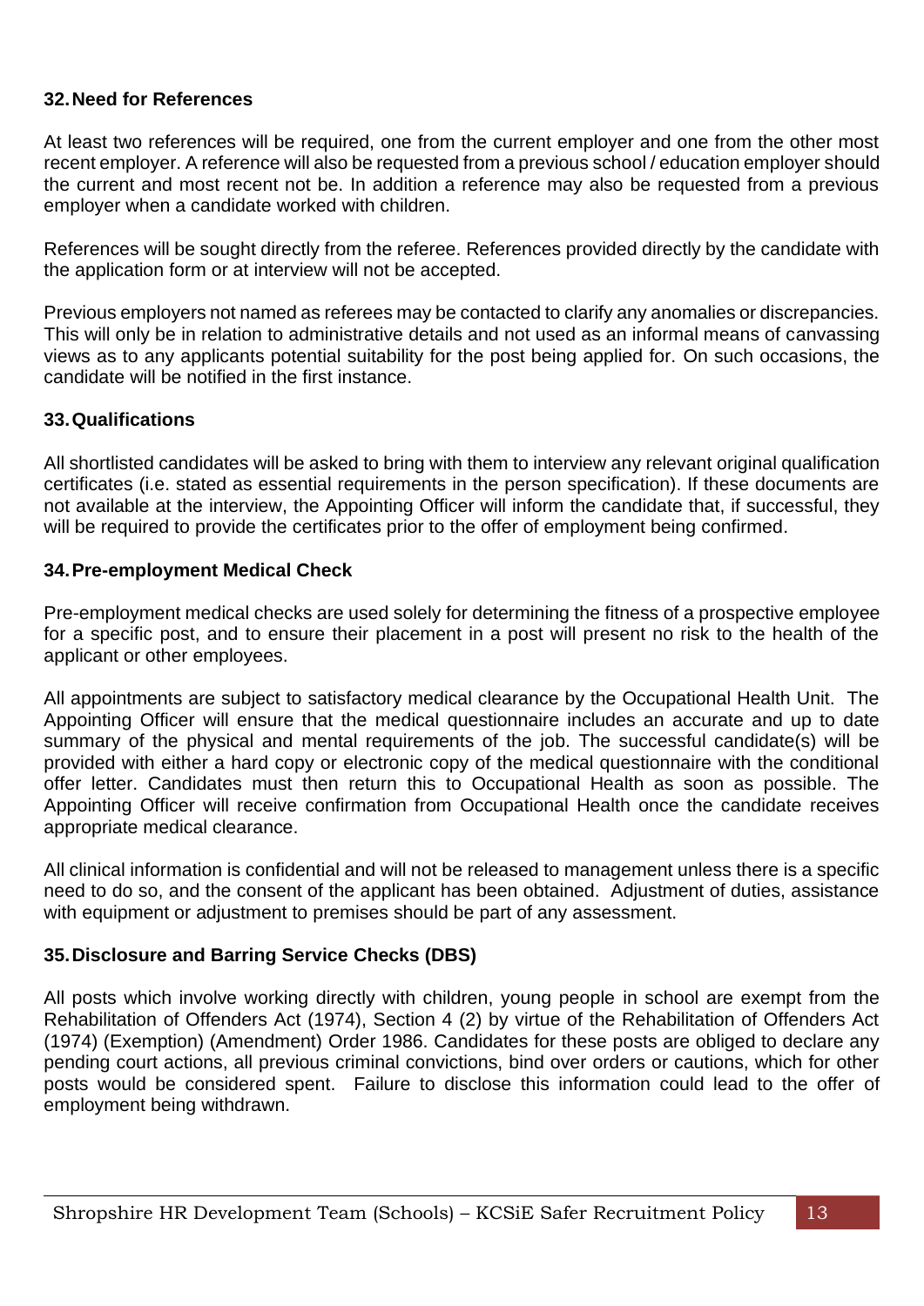## 32. Need for References

At least two references will be required, one from the current employer and one from the other most recent employer. A reference will also be requested from a previous school / education employer should the current and most recent not be. In addition a reference may also be requested from a previous employer when a candidate worked with children.

References will be sought directly from the referee. References provided directly by the candidate with the application form or at interview will not be accepted.

Previous employers not named as referees may be contacted to clarify any anomalies or discrepancies. This will only be in relation to administrative details and not used as an informal means of canvassing views as to any applicants potential suitability for the post being applied for. On such occasions, the candidate will be notified in the first instance.

## 33. Qualifications

All shortlisted candidates will be asked to bring with them to interview any relevant original qualification certificates (i.e. stated as essential requirements in the person specification). If these documents are not available at the interview, the Appointing Officer will inform the candidate that, if successful, they will be required to provide the certificates prior to the offer of employment being confirmed.

## 34. Pre-employment Medical Check

Pre-employment medical checks are used solely for determining the fitness of a prospective employee for a specific post, and to ensure their placement in a post will present no risk to the health of the applicant or other employees.

All appointments are subject to satisfactory medical clearance by the Occupational Health Unit. The Appointing Officer will ensure that the medical questionnaire includes an accurate and up to date summary of the physical and mental requirements of the job. The successful candidate(s) will be provided with either a hard copy or electronic copy of the medical questionnaire with the conditional offer letter. Candidates must then return this to Occupational Health as soon as possible. The Appointing Officer will receive confirmation from Occupational Health once the candidate receives appropriate medical clearance.

All clinical information is confidential and will not be released to management unless there is a specific need to do so, and the consent of the applicant has been obtained. Adjustment of duties, assistance with equipment or adjustment to premises should be part of any assessment.

## 35. Disclosure and Barring Service Checks (DBS)

All posts which involve working directly with children, young people in school are exempt from the Rehabilitation of Offenders Act (1974), Section 4 (2) by virtue of the Rehabilitation of Offenders Act (1974) (Exemption) (Amendment) Order 1986. Candidates for these posts are obliged to declare any pending court actions, all previous criminal convictions, bind over orders or cautions, which for other posts would be considered spent. Failure to disclose this information could lead to the offer of employment being withdrawn.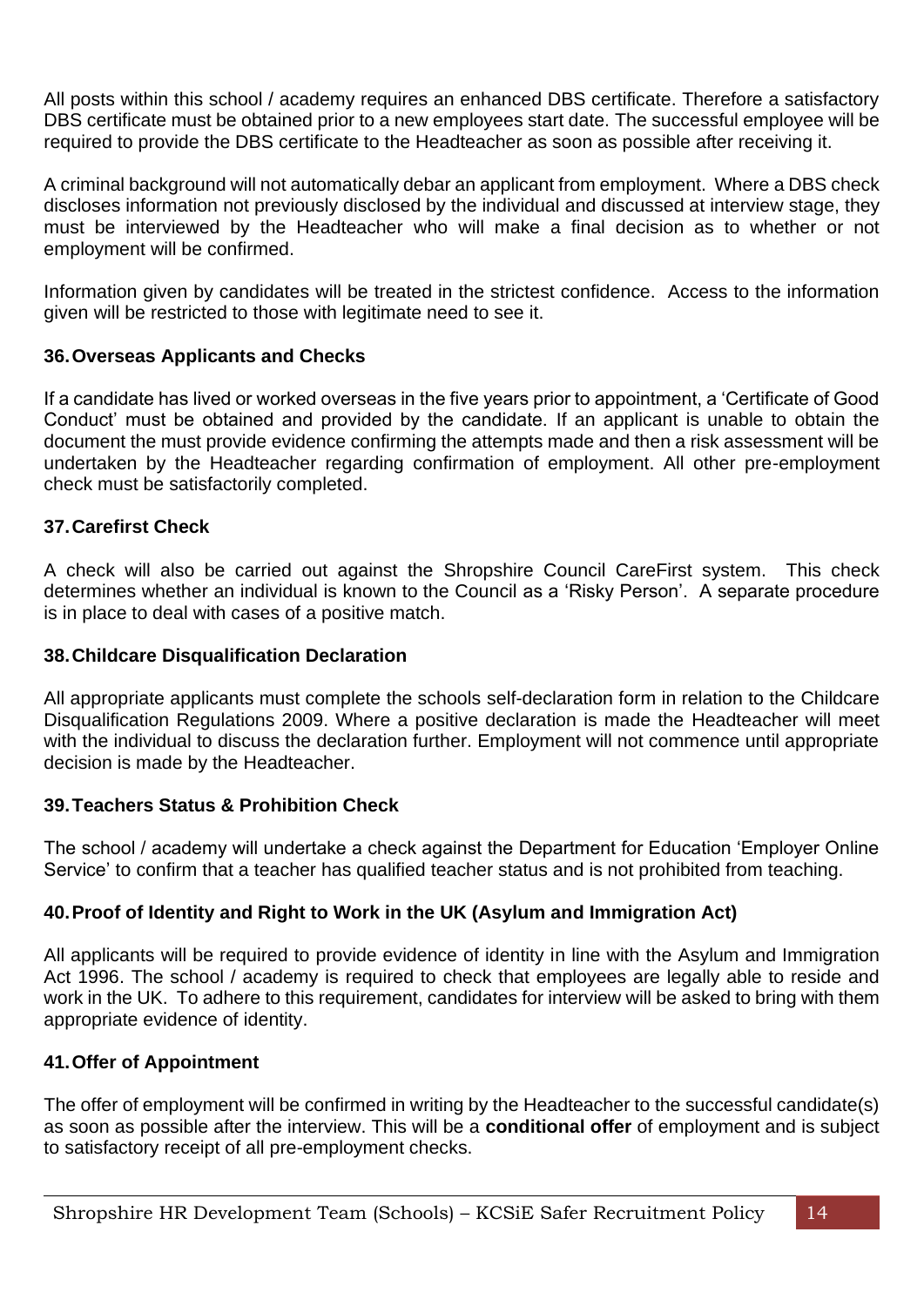All posts within this school / academy requires an enhanced DBS certificate. Therefore a satisfactory DBS certificate must be obtained prior to a new employees start date. The successful employee will be required to provide the DBS certificate to the Headteacher as soon as possible after receiving it.

A criminal background will not automatically debar an applicant from employment. Where a DBS check discloses information not previously disclosed by the individual and discussed at interview stage, they must be interviewed by the Headteacher who will make a final decision as to whether or not employment will be confirmed.

Information given by candidates will be treated in the strictest confidence. Access to the information given will be restricted to those with legitimate need to see it.

### 36. Overseas Applicants and Checks

If a candidate has lived or worked overseas in the five years prior to appointment, a 'Certificate of Good Conduct' must be obtained and provided by the candidate. If an applicant is unable to obtain the document the must provide evidence confirming the attempts made and then a risk assessment will be undertaken by the Headteacher regarding confirmation of employment. All other pre-employment check must be satisfactorily completed.

### 37. Carefirst Check

A check will also be carried out against the Shropshire Council CareFirst system. This check determines whether an individual is known to the Council as a 'Risky Person'. A separate procedure is in place to deal with cases of a positive match.

### 38. Childcare Disqualification Declaration

All appropriate applicants must complete the schools self-declaration form in relation to the Childcare Disqualification Regulations 2009. Where a positive declaration is made the Headteacher will meet with the individual to discuss the declaration further. Employment will not commence until appropriate decision is made by the Headteacher.

### 39. Teachers Status & Prohibition Check

The school / academy will undertake a check against the Department for Education 'Employer Online Service' to confirm that a teacher has qualified teacher status and is not prohibited from teaching.

### 40. Proof of Identity and Right to Work in the UK (Asylum and Immigration Act)

All applicants will be required to provide evidence of identity in line with the Asylum and Immigration Act 1996. The school / academy is required to check that employees are legally able to reside and work in the UK. To adhere to this requirement, candidates for interview will be asked to bring with them appropriate evidence of identity.

### 41. Offer of Appointment

The offer of employment will be confirmed in writing by the Headteacher to the successful candidate(s) as soon as possible after the interview. This will be a **conditional offer** of employment and is subject to satisfactory receipt of all pre-employment checks.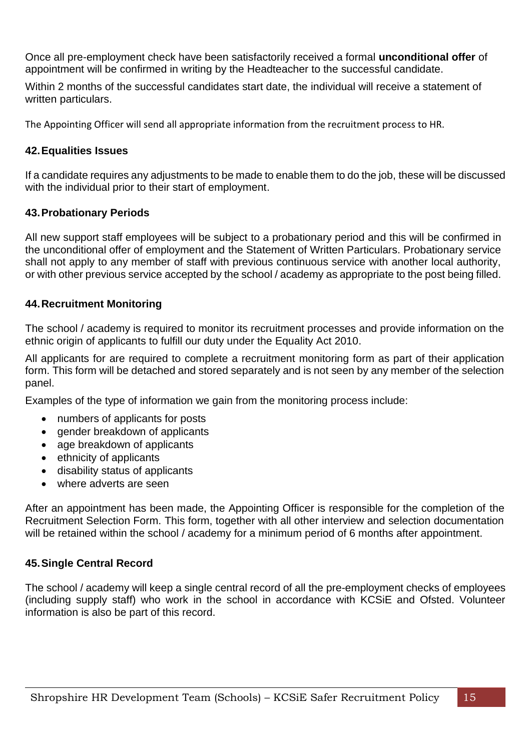Once all pre-employment check have been satisfactorily received a formal **unconditional offer** of appointment will be confirmed in writing by the Headteacher to the successful candidate.

Within 2 months of the successful candidates start date, the individual will receive a statement of written particulars.

The Appointing Officer will send all appropriate information from the recruitment process to HR.

## 42. Equalities Issues

If a candidate requires any adjustments to be made to enable them to do the job, these will be discussed with the individual prior to their start of employment.

## 43. Probationary Periods

All new support staff employees will be subject to a probationary period and this will be confirmed in the unconditional offer of employment and the Statement of Written Particulars. Probationary service shall not apply to any member of staff with previous continuous service with another local authority, or with other previous service accepted by the school / academy as appropriate to the post being filled.

## 44. Recruitment Monitoring

The school / academy is required to monitor its recruitment processes and provide information on the ethnic origin of applicants to fulfill our duty under the Equality Act 2010.

All applicants for are required to complete a recruitment monitoring form as part of their application form. This form will be detached and stored separately and is not seen by any member of the selection panel.

Examples of the type of information we gain from the monitoring process include:

- numbers of applicants for posts
- gender breakdown of applicants
- age breakdown of applicants
- ethnicity of applicants
- disability status of applicants
- where adverts are seen

After an appointment has been made, the Appointing Officer is responsible for the completion of the Recruitment Selection Form. This form, together with all other interview and selection documentation will be retained within the school / academy for a minimum period of 6 months after appointment.

## 45. Single Central Record

The school / academy will keep a single central record of all the pre-employment checks of employees (including supply staff) who work in the school in accordance with KCSiE and Ofsted. Volunteer information is also be part of this record.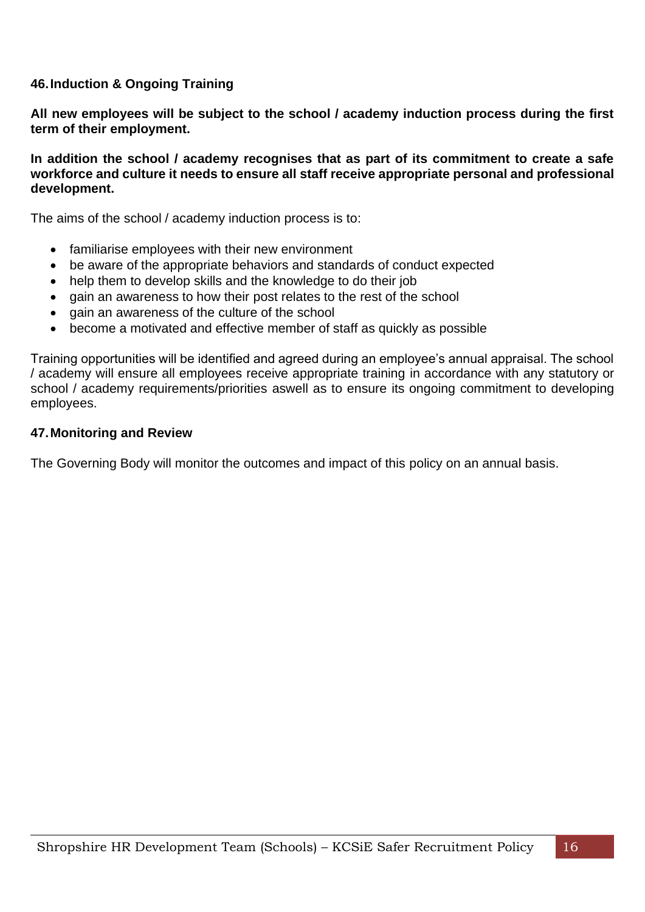## 46. Induction & Ongoing Training

**All new employees will be subject to the school / academy induction process during the first term of their employment.**

**In addition the school / academy recognises that as part of its commitment to create a safe workforce and culture it needs to ensure all staff receive appropriate personal and professional development.**

The aims of the school / academy induction process is to:

- familiarise employees with their new environment
- be aware of the appropriate behaviors and standards of conduct expected
- help them to develop skills and the knowledge to do their job
- gain an awareness to how their post relates to the rest of the school
- gain an awareness of the culture of the school
- become a motivated and effective member of staff as quickly as possible

Training opportunities will be identified and agreed during an employee's annual appraisal. The school / academy will ensure all employees receive appropriate training in accordance with any statutory or school / academy requirements/priorities aswell as to ensure its ongoing commitment to developing employees.

## 47. Monitoring and Review

The Governing Body will monitor the outcomes and impact of this policy on an annual basis.